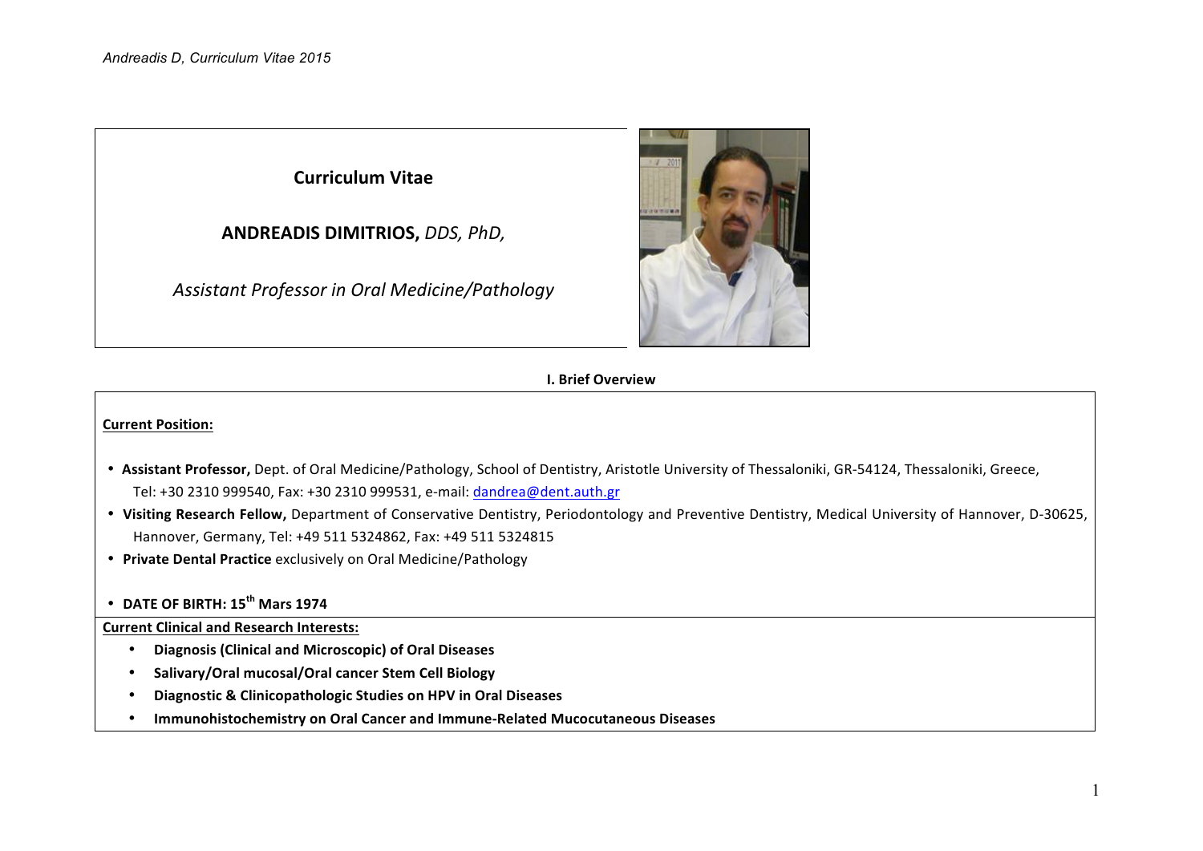# Curriculum Vitae

## ANDREADIS DIMITRIOS, *DDS, PhD,*

*Assistant Professor in Oral Medicine/Pathology*

## I. Brief Overview

**Current Position:**

- **Assistant Professor,** Dept. of Oral Medicine/Pathology, School of Dentistry, Aristotle University of Thessaloniki, GR-54124, Thessaloniki, Greece, Tel: +30 2310 999540, Fax: +30 2310 999531, e-mail: dandrea@dent.auth.gr
- **Visiting Research Fellow,** Department of Conservative Dentistry, Periodontology and Preventive Dentistry, Medical University of Hannover, D-30625, Hannover, Germany, Tel: +49 511 5324862, Fax: +49 511 5324815
- **Private Dental Practice** exclusively on Oral Medicine/Pathology
- **DATE OF BIRTH: 15th Mars 1974**

**Current Clinical and Research Interests:**

- **Diagnosis (Clinical and Microscopic) of Oral Diseases**
- **Salivary/Oral mucosal/Oral cancer Stem Cell Biology**
- **Diagnostic & Clinicopathologic Studies on HPV in Oral Diseases**
- **Immunohistochemistry on Oral Cancer and Immune-Related Mucocutaneous Diseases**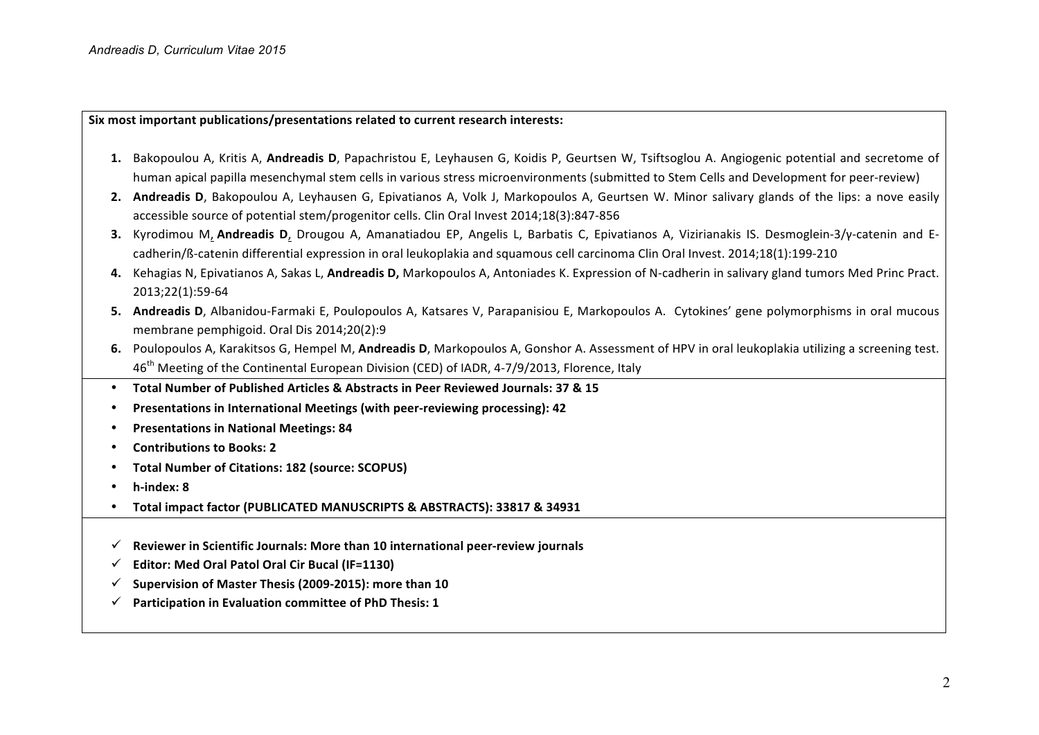**Six most important publications/presentations related to current research interests:**

1. Bakopoulou A, Kritis A, **Andreadis D**, Papachristou E, Leyhausen G, Koidis P, Geurtsen W, Tsiftsoglou A. Angiogenic potential and secretome of human apical papilla mesenchymal stem cells in various stress microenvironments (submitted to Stem Cells and Development for peer-review)
2. **Andreadis D**, Bakopoulou A, Leyhausen G, Epivatianos A, Volk J, Markopoulos A, Geurtsen W. Minor salivary glands of the lips: a nove easily accessible source of potential stem/progenitor cells. Clin Oral Invest 2014;18(3):847-856
3. Kyrodimou M, **Andreadis D**, Drougou A, Amanatiadou EP, Angelis L, Barbatis C, Epivatianos A, Vizirianakis IS. Desmoglein-3/γ-catenin and E-cadherin/ß-catenin differential expression in oral leukoplakia and squamous cell carcinoma Clin Oral Invest. 2014;18(1):199-210
4. Kehagias N, Epivatianos A, Sakas L, **Andreadis D,** Markopoulos A, Antoniades K. Expression of N-cadherin in salivary gland tumors Med Princ Pract. 2013;22(1):59-64
5. **Andreadis D**, Albanidou-Farmaki E, Poulopoulos A, Katsares V, Parapanisiou E, Markopoulos A. Cytokines' gene polymorphisms in oral mucous membrane pemphigoid. Oral Dis 2014;20(2):9
6. Poulopoulos A, Karakitsos G, Hempel M, **Andreadis D**, Markopoulos A, Gonshor A. Assessment of HPV in oral leukoplakia utilizing a screening test. 46th Meeting of the Continental European Division (CED) of IADR, 4-7/9/2013, Florence, Italy

- **Total Number of Published Articles & Abstracts in Peer Reviewed Journals: 37 & 15**
- **Presentations in International Meetings (with peer-reviewing processing): 42**
- **Presentations in National Meetings: 84**
- **Contributions to Books: 2**
- **Total Number of Citations: 182 (source: SCOPUS)**
- **h-index: 8**
- **Total impact factor (PUBLICATED MANUSCRIPTS & ABSTRACTS): 33817 & 34931**

- ✓ **Reviewer in Scientific Journals: More than 10 international peer-review journals**
- ✓ **Editor: Med Oral Patol Oral Cir Bucal (IF=1130)**
- ✓ **Supervision of Master Thesis (2009-2015): more than 10**
- ✓ **Participation in Evaluation committee of PhD Thesis: 1**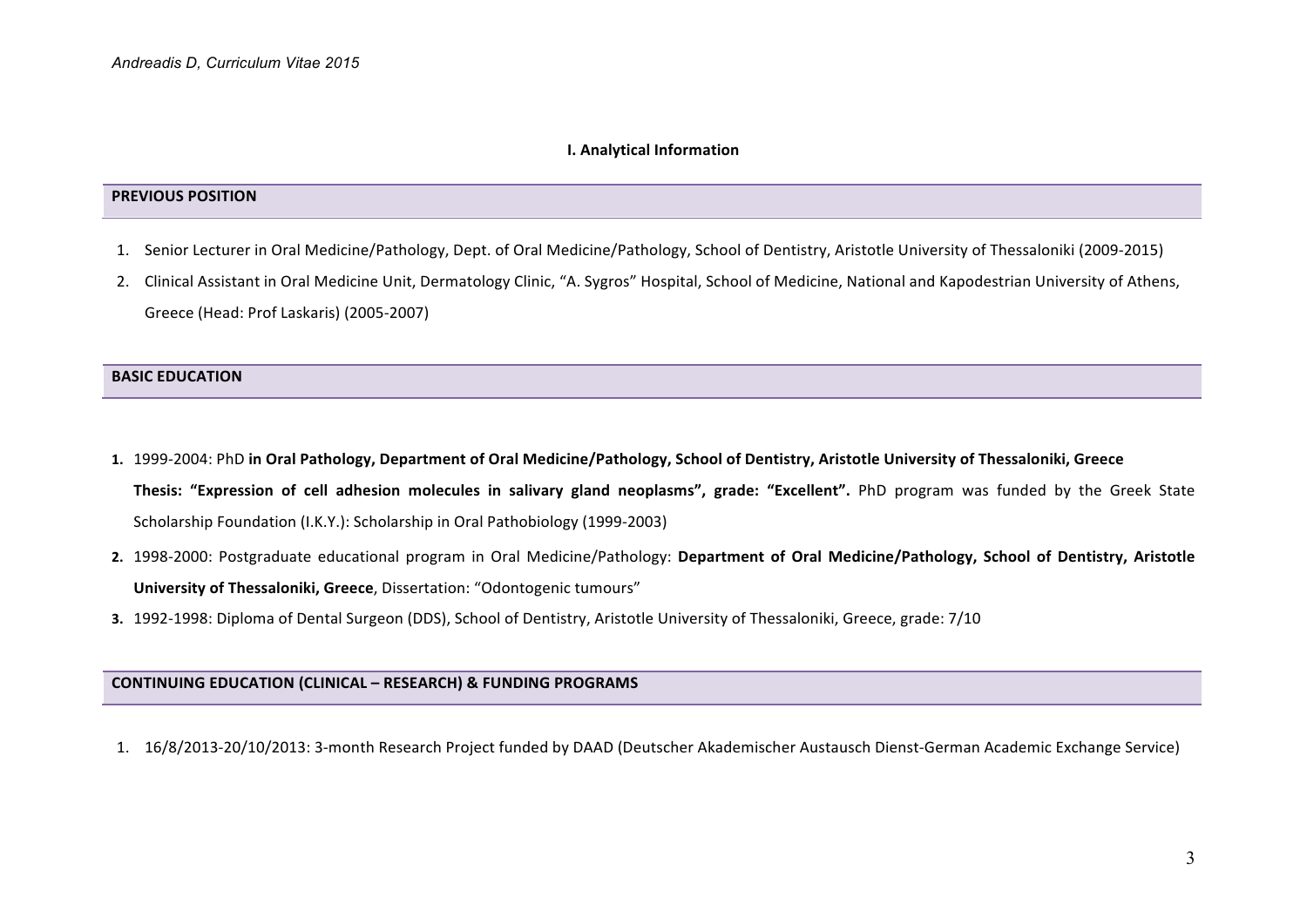### I. Analytical Information

## PREVIOUS POSITION

1. Senior Lecturer in Oral Medicine/Pathology, Dept. of Oral Medicine/Pathology, School of Dentistry, Aristotle University of Thessaloniki (2009-2015)
2. Clinical Assistant in Oral Medicine Unit, Dermatology Clinic, "A. Sygros" Hospital, School of Medicine, National and Kapodestrian University of Athens, Greece (Head: Prof Laskaris) (2005-2007)

## BASIC EDUCATION

1. 1999-2004: PhD **in Oral Pathology, Department of Oral Medicine/Pathology, School of Dentistry, Aristotle University of Thessaloniki, Greece**
   **Thesis: "Expression of cell adhesion molecules in salivary gland neoplasms", grade: "Excellent".** PhD program was funded by the Greek State Scholarship Foundation (I.K.Y.): Scholarship in Oral Pathobiology (1999-2003)
2. 1998-2000: Postgraduate educational program in Oral Medicine/Pathology: **Department of Oral Medicine/Pathology, School of Dentistry, Aristotle University of Thessaloniki, Greece**, Dissertation: "Odontogenic tumours"
3. 1992-1998: Diploma of Dental Surgeon (DDS), School of Dentistry, Aristotle University of Thessaloniki, Greece, grade: 7/10

## CONTINUING EDUCATION (CLINICAL – RESEARCH) & FUNDING PROGRAMS

1. 16/8/2013-20/10/2013: 3-month Research Project funded by DAAD (Deutscher Akademischer Austausch Dienst-German Academic Exchange Service)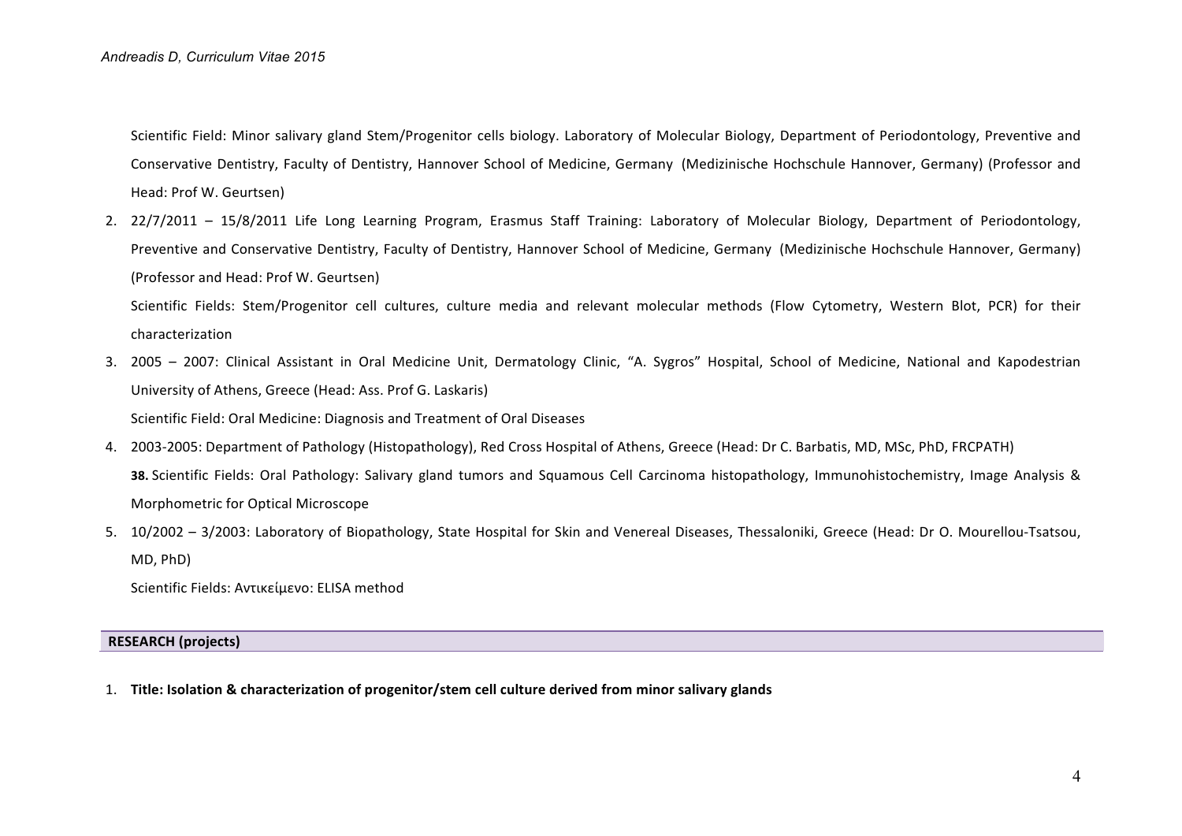Scientific Field: Minor salivary gland Stem/Progenitor cells biology. Laboratory of Molecular Biology, Department of Periodontology, Preventive and Conservative Dentistry, Faculty of Dentistry, Hannover School of Medicine, Germany (Medizinische Hochschule Hannover, Germany) (Professor and Head: Prof W. Geurtsen)

2. 22/7/2011 – 15/8/2011 Life Long Learning Program, Erasmus Staff Training: Laboratory of Molecular Biology, Department of Periodontology, Preventive and Conservative Dentistry, Faculty of Dentistry, Hannover School of Medicine, Germany (Medizinische Hochschule Hannover, Germany) (Professor and Head: Prof W. Geurtsen)

   Scientific Fields: Stem/Progenitor cell cultures, culture media and relevant molecular methods (Flow Cytometry, Western Blot, PCR) for their characterization

3. 2005 – 2007: Clinical Assistant in Oral Medicine Unit, Dermatology Clinic, "A. Sygros" Hospital, School of Medicine, National and Kapodestrian University of Athens, Greece (Head: Ass. Prof G. Laskaris)

   Scientific Field: Oral Medicine: Diagnosis and Treatment of Oral Diseases

4. 2003-2005: Department of Pathology (Histopathology), Red Cross Hospital of Athens, Greece (Head: Dr C. Barbatis, MD, MSc, PhD, FRCPATH)

   **38.** Scientific Fields: Oral Pathology: Salivary gland tumors and Squamous Cell Carcinoma histopathology, Immunohistochemistry, Image Analysis & Morphometric for Optical Microscope

5. 10/2002 – 3/2003: Laboratory of Biopathology, State Hospital for Skin and Venereal Diseases, Thessaloniki, Greece (Head: Dr O. Mourellou-Tsatsou, MD, PhD)

   Scientific Fields: Αντικείμενο: ELISA method

## RESEARCH (projects)

1. **Title: Isolation & characterization of progenitor/stem cell culture derived from minor salivary glands**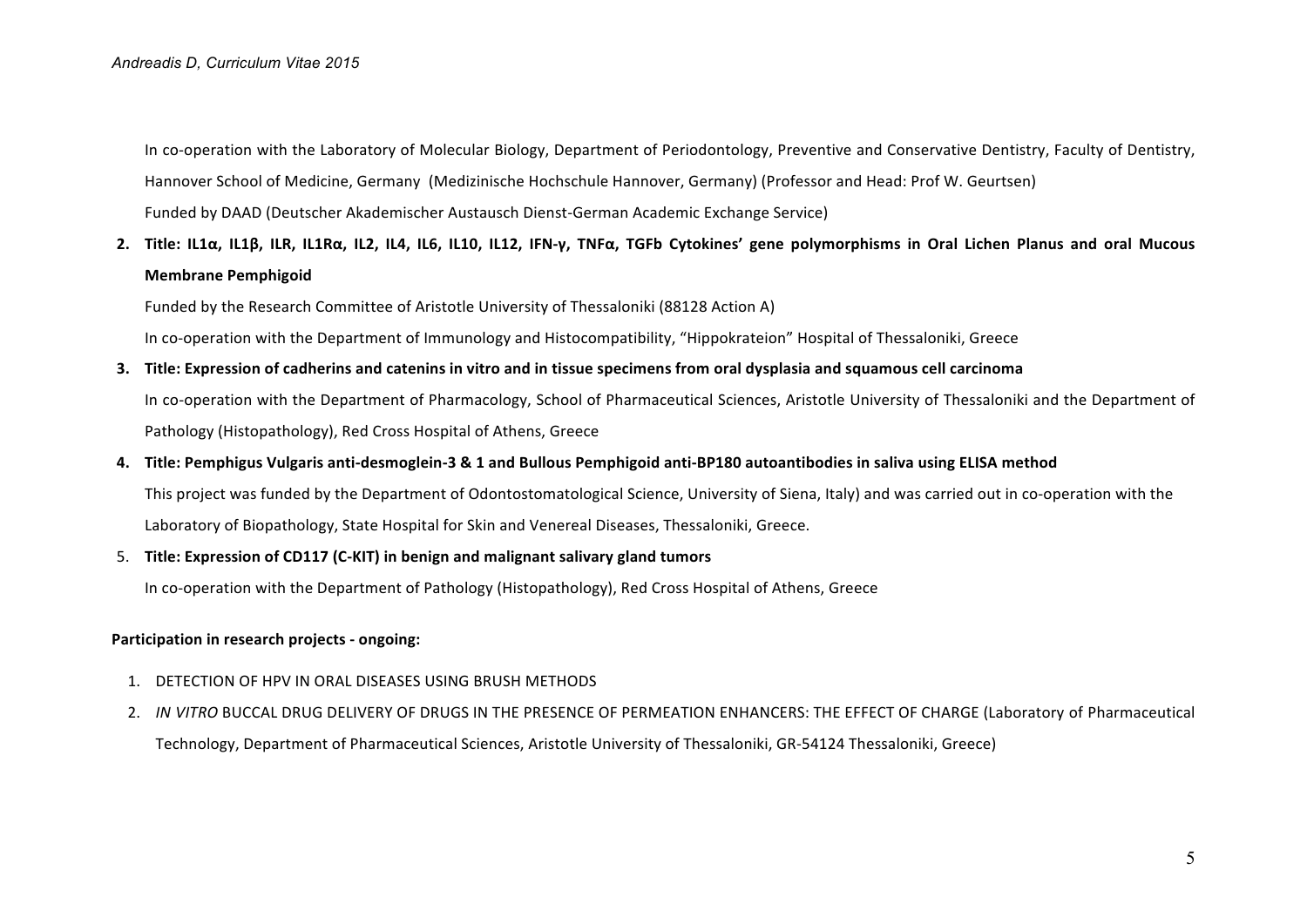In co-operation with the Laboratory of Molecular Biology, Department of Periodontology, Preventive and Conservative Dentistry, Faculty of Dentistry, Hannover School of Medicine, Germany (Medizinische Hochschule Hannover, Germany) (Professor and Head: Prof W. Geurtsen)

Funded by DAAD (Deutscher Akademischer Austausch Dienst-German Academic Exchange Service)

2. **Title: IL1α, IL1β, ILR, IL1Rα, IL2, IL4, IL6, IL10, IL12, IFN-γ, TNFα, TGFb Cytokines' gene polymorphisms in Oral Lichen Planus and oral Mucous Membrane Pemphigoid**

   Funded by the Research Committee of Aristotle University of Thessaloniki (88128 Action A)

   In co-operation with the Department of Immunology and Histocompatibility, "Hippokrateion" Hospital of Thessaloniki, Greece

3. **Title: Expression of cadherins and catenins in vitro and in tissue specimens from oral dysplasia and squamous cell carcinoma**

   In co-operation with the Department of Pharmacology, School of Pharmaceutical Sciences, Aristotle University of Thessaloniki and the Department of Pathology (Histopathology), Red Cross Hospital of Athens, Greece

4. **Title: Pemphigus Vulgaris anti-desmoglein-3 & 1 and Bullous Pemphigoid anti-BP180 autoantibodies in saliva using ELISA method**

   This project was funded by the Department of Odontostomatological Science, University of Siena, Italy) and was carried out in co-operation with the Laboratory of Biopathology, State Hospital for Skin and Venereal Diseases, Thessaloniki, Greece.

5. **Title: Expression of CD117 (C-KIT) in benign and malignant salivary gland tumors**

   In co-operation with the Department of Pathology (Histopathology), Red Cross Hospital of Athens, Greece

**Participation in research projects - ongoing:**

1. DETECTION OF HPV IN ORAL DISEASES USING BRUSH METHODS
2. *IN VITRO* BUCCAL DRUG DELIVERY OF DRUGS IN THE PRESENCE OF PERMEATION ENHANCERS: THE EFFECT OF CHARGE (Laboratory of Pharmaceutical Technology, Department of Pharmaceutical Sciences, Aristotle University of Thessaloniki, GR-54124 Thessaloniki, Greece)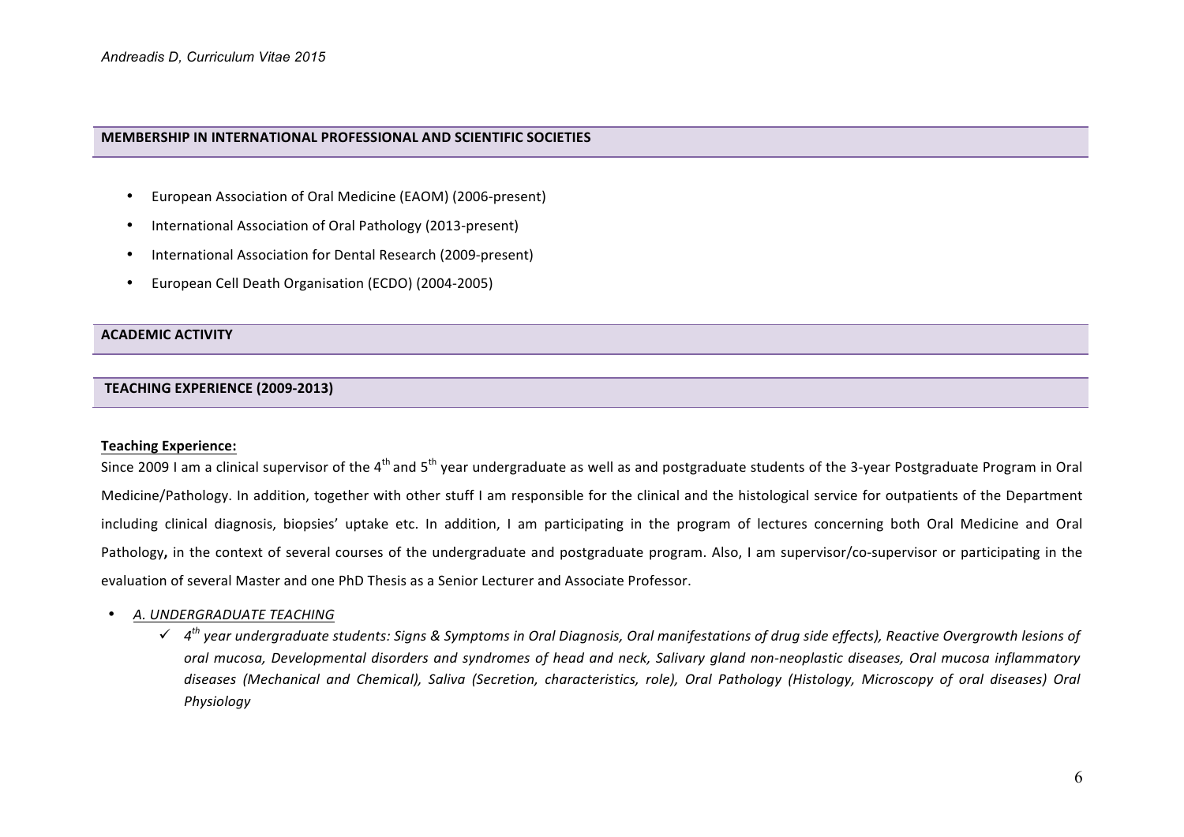## MEMBERSHIP IN INTERNATIONAL PROFESSIONAL AND SCIENTIFIC SOCIETIES

- European Association of Oral Medicine (EAOM) (2006-present)
- International Association of Oral Pathology (2013-present)
- International Association for Dental Research (2009-present)
- European Cell Death Organisation (ECDO) (2004-2005)

## ACADEMIC ACTIVITY

## TEACHING EXPERIENCE (2009-2013)

**Teaching Experience:**

Since 2009 I am a clinical supervisor of the 4th and 5th year undergraduate as well as and postgraduate students of the 3-year Postgraduate Program in Oral Medicine/Pathology. In addition, together with other stuff I am responsible for the clinical and the histological service for outpatients of the Department including clinical diagnosis, biopsies' uptake etc. In addition, I am participating in the program of lectures concerning both Oral Medicine and Oral Pathology**,** in the context of several courses of the undergraduate and postgraduate program. Also, I am supervisor/co-supervisor or participating in the evaluation of several Master and one PhD Thesis as a Senior Lecturer and Associate Professor.

- *A. UNDERGRADUATE TEACHING*
  - ✓ *4th year undergraduate students: Signs & Symptoms in Oral Diagnosis, Oral manifestations of drug side effects), Reactive Overgrowth lesions of oral mucosa, Developmental disorders and syndromes of head and neck, Salivary gland non-neoplastic diseases, Oral mucosa inflammatory diseases (Mechanical and Chemical), Saliva (Secretion, characteristics, role), Oral Pathology (Histology, Microscopy of oral diseases) Oral Physiology*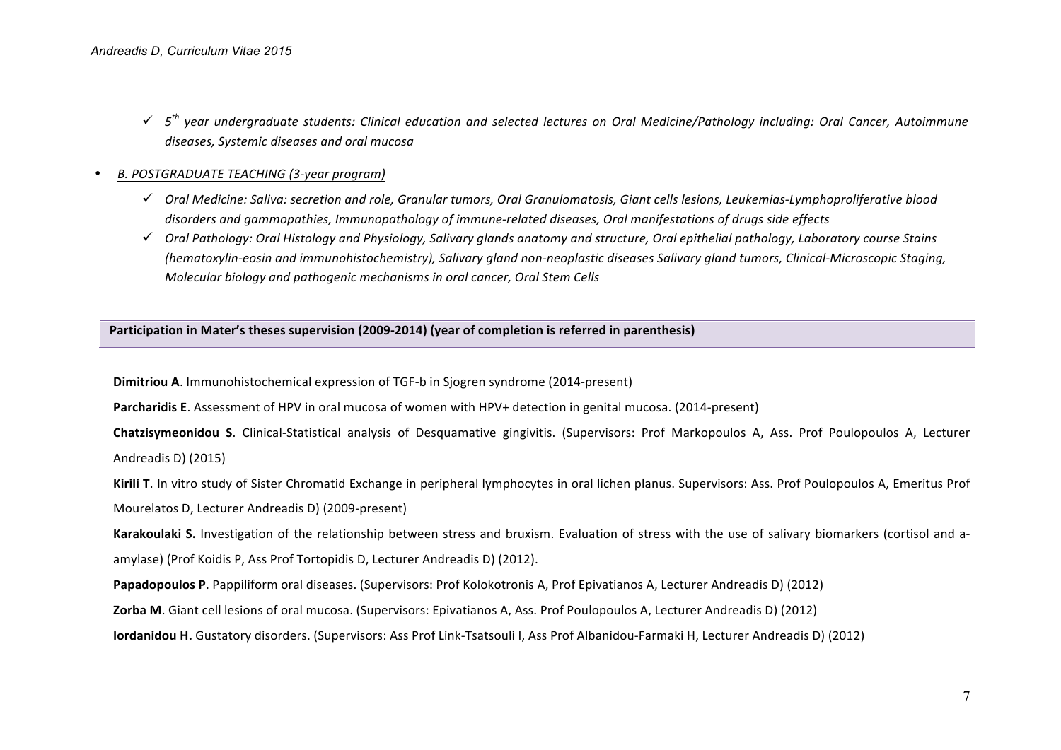- *5th year undergraduate students: Clinical education and selected lectures on Oral Medicine/Pathology including: Oral Cancer, Autoimmune diseases, Systemic diseases and oral mucosa*

- *B. POSTGRADUATE TEACHING (3-year program)*
  - *Oral Medicine: Saliva: secretion and role, Granular tumors, Oral Granulomatosis, Giant cells lesions, Leukemias-Lymphoproliferative blood disorders and gammopathies, Immunopathology of immune-related diseases, Oral manifestations of drugs side effects*
  - *Oral Pathology: Oral Histology and Physiology, Salivary glands anatomy and structure, Oral epithelial pathology, Laboratory course Stains (hematoxylin-eosin and immunohistochemistry), Salivary gland non-neoplastic diseases Salivary gland tumors, Clinical-Microscopic Staging, Molecular biology and pathogenic mechanisms in oral cancer, Oral Stem Cells*

## Participation in Mater's theses supervision (2009-2014) (year of completion is referred in parenthesis)

**Dimitriou A**. Immunohistochemical expression of TGF-b in Sjogren syndrome (2014-present)

**Parcharidis E**. Assessment of HPV in oral mucosa of women with HPV+ detection in genital mucosa. (2014-present)

**Chatzisymeonidou S**. Clinical-Statistical analysis of Desquamative gingivitis. (Supervisors: Prof Markopoulos A, Ass. Prof Poulopoulos A, Lecturer Andreadis D) (2015)

**Kirili T**. In vitro study of Sister Chromatid Exchange in peripheral lymphocytes in oral lichen planus. Supervisors: Ass. Prof Poulopoulos A, Emeritus Prof Mourelatos D, Lecturer Andreadis D) (2009-present)

**Karakoulaki S.** Investigation of the relationship between stress and bruxism. Evaluation of stress with the use of salivary biomarkers (cortisol and a-amylase) (Prof Koidis P, Ass Prof Tortopidis D, Lecturer Andreadis D) (2012).

**Papadopoulos P**. Pappiliform oral diseases. (Supervisors: Prof Kolokotronis A, Prof Epivatianos A, Lecturer Andreadis D) (2012)

**Zorba M**. Giant cell lesions of oral mucosa. (Supervisors: Epivatianos A, Ass. Prof Poulopoulos A, Lecturer Andreadis D) (2012)

**Iordanidou H.** Gustatory disorders. (Supervisors: Ass Prof Link-Tsatsouli I, Ass Prof Albanidou-Farmaki H, Lecturer Andreadis D) (2012)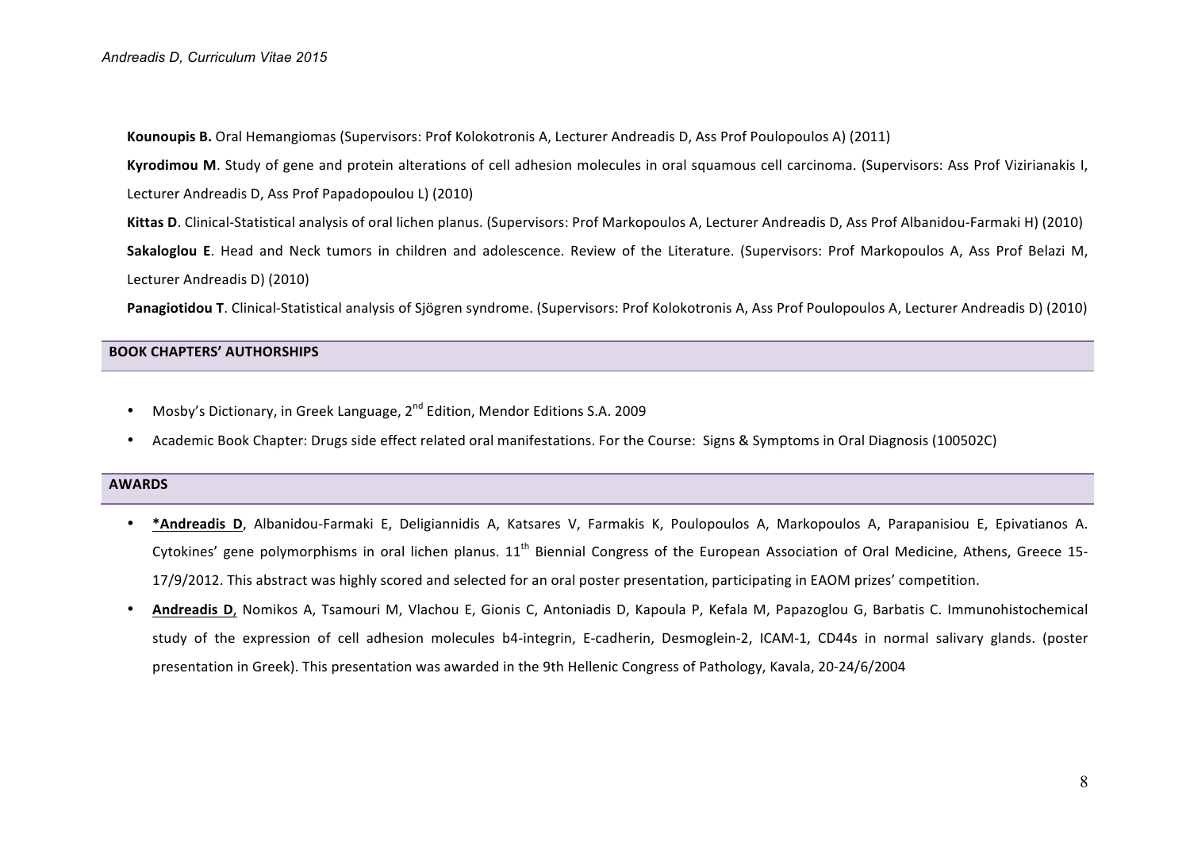**Kounoupis B.** Oral Hemangiomas (Supervisors: Prof Kolokotronis A, Lecturer Andreadis D, Ass Prof Poulopoulos A) (2011)

**Kyrodimou M**. Study of gene and protein alterations of cell adhesion molecules in oral squamous cell carcinoma. (Supervisors: Ass Prof Vizirianakis I, Lecturer Andreadis D, Ass Prof Papadopoulou L) (2010)

**Kittas D**. Clinical-Statistical analysis of oral lichen planus. (Supervisors: Prof Markopoulos A, Lecturer Andreadis D, Ass Prof Albanidou-Farmaki H) (2010)

**Sakaloglou E**. Head and Neck tumors in children and adolescence. Review of the Literature. (Supervisors: Prof Markopoulos A, Ass Prof Belazi M, Lecturer Andreadis D) (2010)

**Panagiotidou T**. Clinical-Statistical analysis of Sjögren syndrome. (Supervisors: Prof Kolokotronis A, Ass Prof Poulopoulos A, Lecturer Andreadis D) (2010)

## BOOK CHAPTERS' AUTHORSHIPS

- Mosby's Dictionary, in Greek Language, 2nd Edition, Mendor Editions S.A. 2009
- Academic Book Chapter: Drugs side effect related oral manifestations. For the Course: Signs & Symptoms in Oral Diagnosis (100502C)

## AWARDS

- **\*Andreadis D**, Albanidou-Farmaki E, Deligiannidis A, Katsares V, Farmakis K, Poulopoulos A, Markopoulos A, Parapanisiou E, Epivatianos A. Cytokines' gene polymorphisms in oral lichen planus. 11th Biennial Congress of the European Association of Oral Medicine, Athens, Greece 15-17/9/2012. This abstract was highly scored and selected for an oral poster presentation, participating in EAOM prizes' competition.
- **Andreadis D**, Nomikos A, Tsamouri M, Vlachou E, Gionis C, Antoniadis D, Kapoula P, Kefala M, Papazoglou G, Barbatis C. Immunohistochemical study of the expression of cell adhesion molecules b4-integrin, E-cadherin, Desmoglein-2, ICAM-1, CD44s in normal salivary glands. (poster presentation in Greek). This presentation was awarded in the 9th Hellenic Congress of Pathology, Kavala, 20-24/6/2004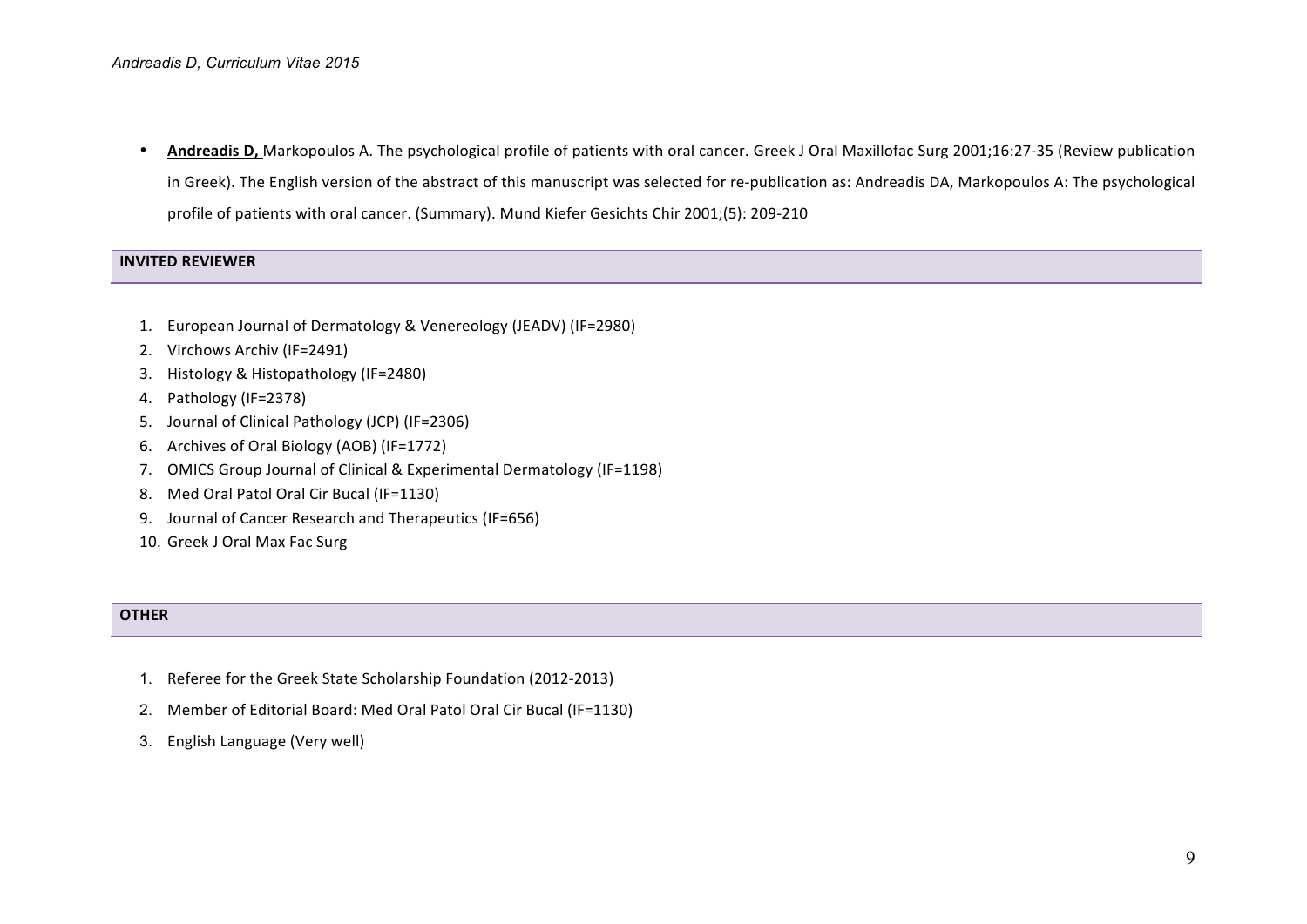- **Andreadis D,** Markopoulos A. The psychological profile of patients with oral cancer. Greek J Oral Maxillofac Surg 2001;16:27-35 (Review publication in Greek). The English version of the abstract of this manuscript was selected for re-publication as: Andreadis DA, Markopoulos A: The psychological profile of patients with oral cancer. (Summary). Mund Kiefer Gesichts Chir 2001;(5): 209-210

## INVITED REVIEWER

1. European Journal of Dermatology & Venereology (JEADV) (IF=2980)
2. Virchows Archiv (IF=2491)
3. Histology & Histopathology (IF=2480)
4. Pathology (IF=2378)
5. Journal of Clinical Pathology (JCP) (IF=2306)
6. Archives of Oral Biology (AOB) (IF=1772)
7. OMICS Group Journal of Clinical & Experimental Dermatology (IF=1198)
8. Med Oral Patol Oral Cir Bucal (IF=1130)
9. Journal of Cancer Research and Therapeutics (IF=656)
10. Greek J Oral Max Fac Surg

## OTHER

1. Referee for the Greek State Scholarship Foundation (2012-2013)
2. Member of Editorial Board: Med Oral Patol Oral Cir Bucal (IF=1130)
3. English Language (Very well)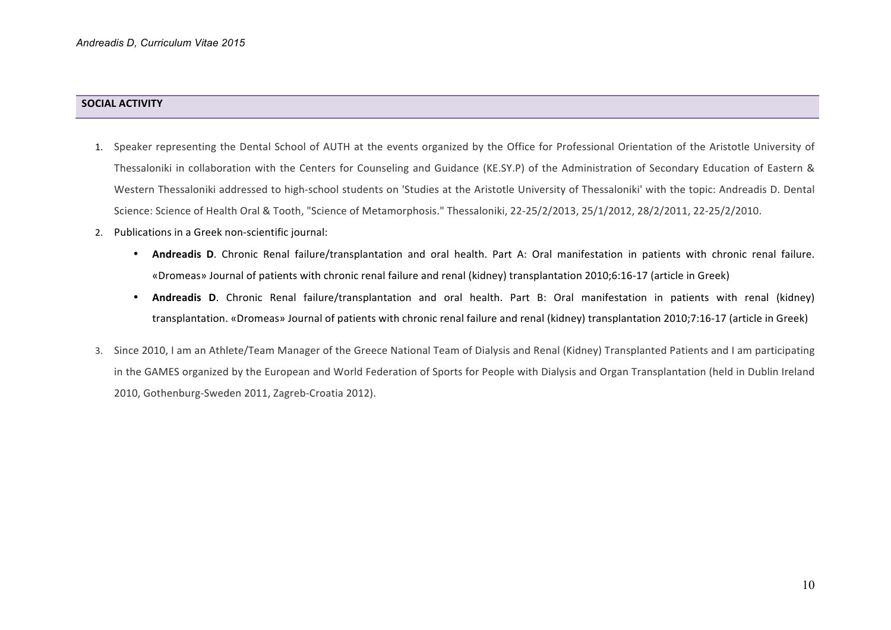## SOCIAL ACTIVITY

1. Speaker representing the Dental School of AUTH at the events organized by the Office for Professional Orientation of the Aristotle University of Thessaloniki in collaboration with the Centers for Counseling and Guidance (KE.SY.P) of the Administration of Secondary Education of Eastern & Western Thessaloniki addressed to high-school students on 'Studies at the Aristotle University of Thessaloniki' with the topic: Andreadis D. Dental Science: Science of Health Oral & Tooth, "Science of Metamorphosis." Thessaloniki, 22-25/2/2013, 25/1/2012, 28/2/2011, 22-25/2/2010.
2. Publications in a Greek non-scientific journal:
   - **Andreadis D**. Chronic Renal failure/transplantation and oral health. Part A: Oral manifestation in patients with chronic renal failure. «Dromeas» Journal of patients with chronic renal failure and renal (kidney) transplantation 2010;6:16-17 (article in Greek)
   - **Andreadis D**. Chronic Renal failure/transplantation and oral health. Part B: Oral manifestation in patients with renal (kidney) transplantation. «Dromeas» Journal of patients with chronic renal failure and renal (kidney) transplantation 2010;7:16-17 (article in Greek)
3. Since 2010, I am an Athlete/Team Manager of the Greece National Team of Dialysis and Renal (Kidney) Transplanted Patients and I am participating in the GAMES organized by the European and World Federation of Sports for People with Dialysis and Organ Transplantation (held in Dublin Ireland 2010, Gothenburg-Sweden 2011, Zagreb-Croatia 2012).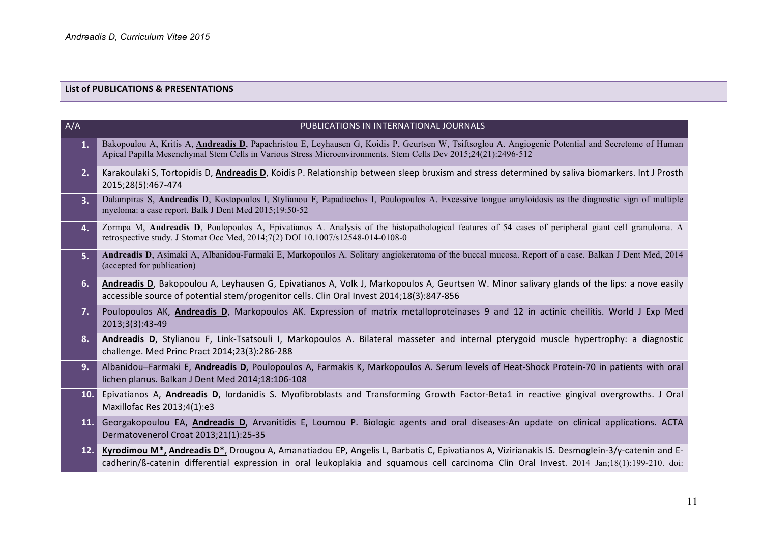## List of PUBLICATIONS & PRESENTATIONS

| A/A | PUBLICATIONS IN INTERNATIONAL JOURNALS |
|---|---|
| 1. | Bakopoulou A, Kritis A, **Andreadis D**, Papachristou E, Leyhausen G, Koidis P, Geurtsen W, Tsiftsoglou A. Angiogenic Potential and Secretome of Human Apical Papilla Mesenchymal Stem Cells in Various Stress Microenvironments. Stem Cells Dev 2015;24(21):2496-512 |
| 2. | Karakoulaki S, Tortopidis D, **Andreadis D**, Koidis P. Relationship between sleep bruxism and stress determined by saliva biomarkers. Int J Prosth 2015;28(5):467-474 |
| 3. | Dalampiras S, **Andreadis D**, Kostopoulos I, Stylianou F, Papadiochos I, Poulopoulos A. Excessive tongue amyloidosis as the diagnostic sign of multiple myeloma: a case report. Balk J Dent Med 2015;19:50-52 |
| 4. | Zormpa M, **Andreadis D**, Poulopoulos A, Epivatianos A. Analysis of the histopathological features of 54 cases of peripheral giant cell granuloma. A retrospective study. J Stomat Occ Med, 2014;7(2) DOI 10.1007/s12548-014-0108-0 |
| 5. | **Andreadis D**, Asimaki A, Albanidou-Farmaki E, Markopoulos A. Solitary angiokeratoma of the buccal mucosa. Report of a case. Balkan J Dent Med, 2014 (accepted for publication) |
| 6. | **Andreadis D**, Bakopoulou A, Leyhausen G, Epivatianos A, Volk J, Markopoulos A, Geurtsen W. Minor salivary glands of the lips: a nove easily accessible source of potential stem/progenitor cells. Clin Oral Invest 2014;18(3):847-856 |
| 7. | Poulopoulos AK, **Andreadis D**, Markopoulos AK. Expression of matrix metalloproteinases 9 and 12 in actinic cheilitis. World J Exp Med 2013;3(3):43-49 |
| 8. | **Andreadis D**, Stylianou F, Link-Tsatsouli I, Markopoulos A. Bilateral masseter and internal pterygoid muscle hypertrophy: a diagnostic challenge. Med Princ Pract 2014;23(3):286-288 |
| 9. | Albanidou–Farmaki E, **Andreadis D**, Poulopoulos A, Farmakis K, Markopoulos A. Serum levels of Heat-Shock Protein-70 in patients with oral lichen planus. Balkan J Dent Med 2014;18:106-108 |
| 10. | Epivatianos A, **Andreadis D**, Iordanidis S. Myofibroblasts and Transforming Growth Factor-Beta1 in reactive gingival overgrowths. J Oral Maxillofac Res 2013;4(1):e3 |
| 11. | Georgakopoulou EA, **Andreadis D**, Arvanitidis E, Loumou P. Biologic agents and oral diseases-An update on clinical applications. ACTA Dermatovenerol Croat 2013;21(1):25-35 |
| 12. | **Kyrodimou M*, Andreadis D***, Drougou A, Amanatiadou EP, Angelis L, Barbatis C, Epivatianos A, Vizirianakis IS. Desmoglein-3/γ-catenin and E-cadherin/ß-catenin differential expression in oral leukoplakia and squamous cell carcinoma Clin Oral Invest. 2014 Jan;18(1):199-210. doi: |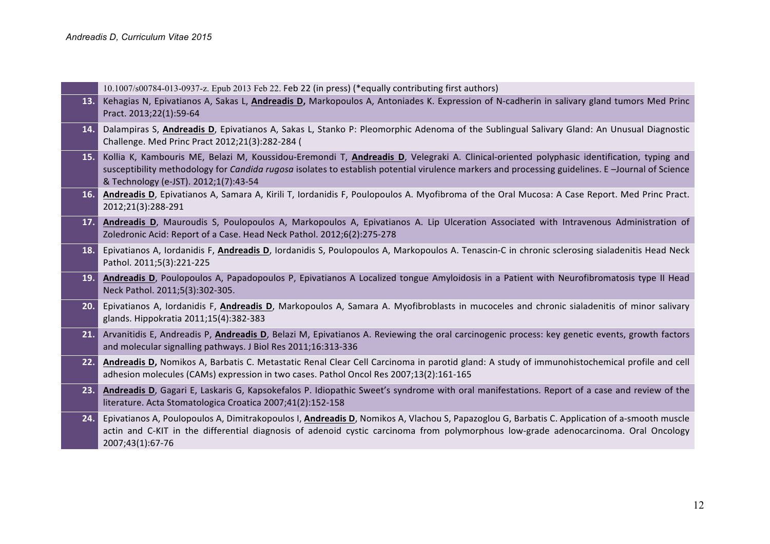| | |
|---|---|
| | 10.1007/s00784-013-0937-z. Epub 2013 Feb 22. Feb 22 (in press) (*equally contributing first authors) |
| **13.** | Kehagias N, Epivatianos A, Sakas L, **Andreadis D,** Markopoulos A, Antoniades K. Expression of N-cadherin in salivary gland tumors Med Princ Pract. 2013;22(1):59-64 |
| **14.** | Dalampiras S, **Andreadis D**, Epivatianos A, Sakas L, Stanko P: Pleomorphic Adenoma of the Sublingual Salivary Gland: An Unusual Diagnostic Challenge. Med Princ Pract 2012;21(3):282-284 ( |
| **15.** | Kollia K, Kambouris ME, Belazi M, Koussidou-Eremondi T, **Andreadis D**, Velegraki A. Clinical-oriented polyphasic identification, typing and susceptibility methodology for *Candida rugosa* isolates to establish potential virulence markers and processing guidelines. E –Journal of Science & Technology (e-JST). 2012;1(7):43-54 |
| **16.** | **Andreadis D**, Epivatianos A, Samara A, Kirili T, Iordanidis F, Poulopoulos A. Myofibroma of the Oral Mucosa: A Case Report. Med Princ Pract. 2012;21(3):288-291 |
| **17.** | **Andreadis D**, Mauroudis S, Poulopoulos A, Markopoulos A, Epivatianos A. Lip Ulceration Associated with Intravenous Administration of Zoledronic Acid: Report of a Case. Head Neck Pathol. 2012;6(2):275-278 |
| **18.** | Epivatianos A, Iordanidis F, **Andreadis D**, Iordanidis S, Poulopoulos A, Markopoulos A. Tenascin-C in chronic sclerosing sialadenitis Head Neck Pathol. 2011;5(3):221-225 |
| **19.** | **Andreadis D**, Poulopoulos A, Papadopoulos P, Epivatianos A Localized tongue Amyloidosis in a Patient with Neurofibromatosis type II Head Neck Pathol. 2011;5(3):302-305. |
| **20.** | Epivatianos A, Iordanidis F, **Andreadis D**, Markopoulos A, Samara A. Myofibroblasts in mucoceles and chronic sialadenitis of minor salivary glands. Hippokratia 2011;15(4):382-383 |
| **21.** | Arvanitidis E, Andreadis P, **Andreadis D**, Belazi M, Epivatianos A. Reviewing the oral carcinogenic process: key genetic events, growth factors and molecular signalling pathways. J Biol Res 2011;16:313-336 |
| **22.** | **Andreadis D,** Nomikos A, Barbatis C. Metastatic Renal Clear Cell Carcinoma in parotid gland: A study of immunohistochemical profile and cell adhesion molecules (CAMs) expression in two cases. Pathol Oncol Res 2007;13(2):161-165 |
| **23.** | **Andreadis D**, Gagari E, Laskaris G, Kapsokefalos P. Idiopathic Sweet's syndrome with oral manifestations. Report of a case and review of the literature. Acta Stomatologica Croatica 2007;41(2):152-158 |
| **24.** | Epivatianos A, Poulopoulos A, Dimitrakopoulos I, **Andreadis D**, Nomikos A, Vlachou S, Papazoglou G, Barbatis C. Application of a-smooth muscle actin and C-KIT in the differential diagnosis of adenoid cystic carcinoma from polymorphous low-grade adenocarcinoma. Oral Oncology 2007;43(1):67-76 |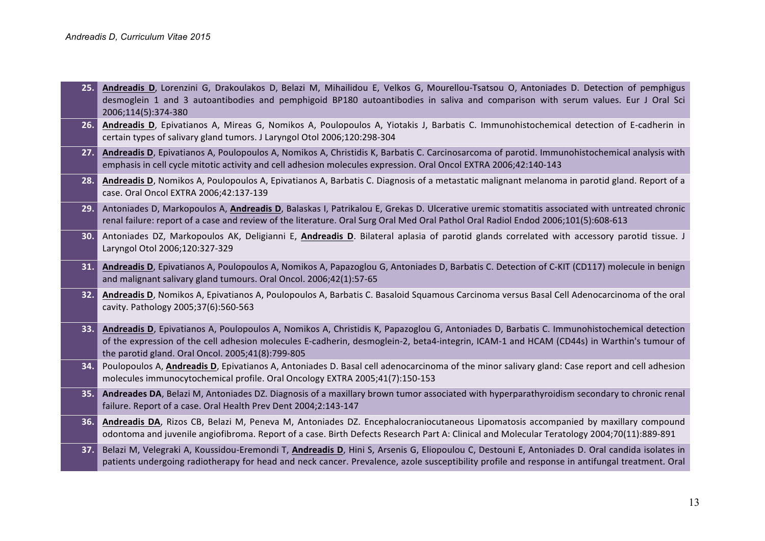| | |
|---|---|
| **25.** | **<u>Andreadis D</u>**, Lorenzini G, Drakoulakos D, Belazi M, Mihailidou E, Velkos G, Mourellou-Tsatsou O, Antoniades D. Detection of pemphigus desmoglein 1 and 3 autoantibodies and pemphigoid BP180 autoantibodies in saliva and comparison with serum values. Eur J Oral Sci 2006;114(5):374-380 |
| **26.** | **<u>Andreadis D</u>**, Epivatianos A, Mireas G, Nomikos A, Poulopoulos A, Yiotakis J, Barbatis C. Immunohistochemical detection of E-cadherin in certain types of salivary gland tumors. J Laryngol Otol 2006;120:298-304 |
| **27.** | **<u>Andreadis D</u>**, Epivatianos A, Poulopoulos A, Nomikos A, Christidis K, Barbatis C. Carcinosarcoma of parotid. Immunohistochemical analysis with emphasis in cell cycle mitotic activity and cell adhesion molecules expression. Oral Oncol EXTRA 2006;42:140-143 |
| **28.** | **<u>Andreadis D</u>**, Nomikos A, Poulopoulos A, Epivatianos A, Barbatis C. Diagnosis of a metastatic malignant melanoma in parotid gland. Report of a case. Oral Oncol EXTRA 2006;42:137-139 |
| **29.** | Antoniades D, Markopoulos A, **<u>Andreadis D</u>**, Balaskas I, Patrikalou E, Grekas D. Ulcerative uremic stomatitis associated with untreated chronic renal failure: report of a case and review of the literature. Oral Surg Oral Med Oral Pathol Oral Radiol Endod 2006;101(5):608-613 |
| **30.** | Antoniades DZ, Markopoulos AK, Deligianni E, **<u>Andreadis D</u>**. Bilateral aplasia of parotid glands correlated with accessory parotid tissue. J Laryngol Otol 2006;120:327-329 |
| **31.** | **<u>Andreadis D</u>**, Epivatianos A, Poulopoulos A, Nomikos A, Papazoglou G, Antoniades D, Barbatis C. Detection of C-KIT (CD117) molecule in benign and malignant salivary gland tumours. Oral Oncol. 2006;42(1):57-65 |
| **32.** | **<u>Andreadis D</u>**, Nomikos A, Epivatianos A, Poulopoulos A, Barbatis C. Basaloid Squamous Carcinoma versus Basal Cell Adenocarcinoma of the oral cavity. Pathology 2005;37(6):560-563 |
| **33.** | **<u>Andreadis D</u>**, Epivatianos A, Poulopoulos A, Nomikos A, Christidis K, Papazoglou G, Antoniades D, Barbatis C. Immunohistochemical detection of the expression of the cell adhesion molecules E-cadherin, desmoglein-2, beta4-integrin, ICAM-1 and HCAM (CD44s) in Warthin's tumour of the parotid gland. Oral Oncol. 2005;41(8):799-805 |
| **34.** | Poulopoulos A, **<u>Andreadis D</u>**, Epivatianos A, Antoniades D. Basal cell adenocarcinoma of the minor salivary gland: Case report and cell adhesion molecules immunocytochemical profile. Oral Oncology EXTRA 2005;41(7):150-153 |
| **35.** | **Andreades DA**, Belazi M, Antoniades DZ. Diagnosis of a maxillary brown tumor associated with hyperparathyroidism secondary to chronic renal failure. Report of a case. Oral Health Prev Dent 2004;2:143-147 |
| **36.** | **<u>Andreadis DA</u>**, Rizos CB, Belazi M, Peneva M, Antoniades DZ. Encephalocraniocutaneous Lipomatosis accompanied by maxillary compound odontoma and juvenile angiofibroma. Report of a case. Birth Defects Research Part A: Clinical and Molecular Teratology 2004;70(11):889-891 |
| **37.** | Belazi M, Velegraki A, Koussidou-Eremondi T, **<u>Andreadis D</u>**, Hini S, Arsenis G, Eliopoulou C, Destouni E, Antoniades D. Oral candida isolates in patients undergoing radiotherapy for head and neck cancer. Prevalence, azole susceptibility profile and response in antifungal treatment. Oral |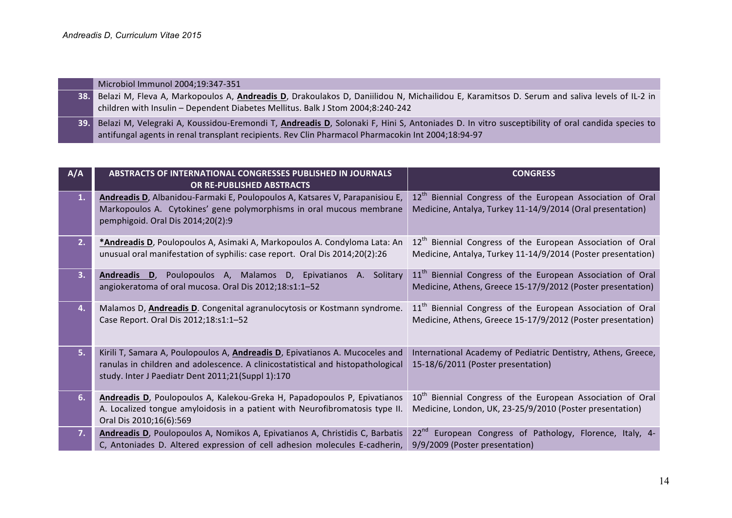| | |
|---|---|
| | Microbiol Immunol 2004;19:347-351 |
| **38.** | Belazi M, Fleva A, Markopoulos A, **Andreadis D**, Drakoulakos D, Daniilidou N, Michailidou E, Karamitsos D. Serum and saliva levels of IL-2 in children with Insulin – Dependent Diabetes Mellitus. Balk J Stom 2004;8:240-242 |
| **39.** | Belazi M, Velegraki A, Koussidou-Eremondi T, **Andreadis D**, Solonaki F, Hini S, Antoniades D. In vitro susceptibility of oral candida species to antifungal agents in renal transplant recipients. Rev Clin Pharmacol Pharmacokin Int 2004;18:94-97 |

| A/A | ABSTRACTS OF INTERNATIONAL CONGRESSES PUBLISHED IN JOURNALS OR RE-PUBLISHED ABSTRACTS | CONGRESS |
|---|---|---|
| **1.** | **Andreadis D**, Albanidou-Farmaki E, Poulopoulos A, Katsares V, Parapanisiou E, Markopoulos A. Cytokines' gene polymorphisms in oral mucous membrane pemphigoid. Oral Dis 2014;20(2):9 | 12th Biennial Congress of the European Association of Oral Medicine, Antalya, Turkey 11-14/9/2014 (Oral presentation) |
| **2.** | ***Andreadis D**, Poulopoulos A, Asimaki A, Markopoulos A. Condyloma Lata: An unusual oral manifestation of syphilis: case report. Oral Dis 2014;20(2):26 | 12th Biennial Congress of the European Association of Oral Medicine, Antalya, Turkey 11-14/9/2014 (Poster presentation) |
| **3.** | **Andreadis D**, Poulopoulos A, Malamos D, Epivatianos A. Solitary angiokeratoma of oral mucosa. Oral Dis 2012;18:s1:1–52 | 11th Biennial Congress of the European Association of Oral Medicine, Athens, Greece 15-17/9/2012 (Poster presentation) |
| **4.** | Malamos D, **Andreadis D**. Congenital agranulocytosis or Kostmann syndrome. Case Report. Oral Dis 2012;18:s1:1–52 | 11th Biennial Congress of the European Association of Oral Medicine, Athens, Greece 15-17/9/2012 (Poster presentation) |
| **5.** | Kirili T, Samara A, Poulopoulos A, **Andreadis D**, Epivatianos A. Mucoceles and ranulas in children and adolescence. A clinicostatistical and histopathological study. Inter J Paediatr Dent 2011;21(Suppl 1):170 | International Academy of Pediatric Dentistry, Athens, Greece, 15-18/6/2011 (Poster presentation) |
| **6.** | **Andreadis D**, Poulopoulos A, Kalekou-Greka H, Papadopoulos P, Epivatianos A. Localized tongue amyloidosis in a patient with Neurofibromatosis type II. Oral Dis 2010;16(6):569 | 10th Biennial Congress of the European Association of Oral Medicine, London, UK, 23-25/9/2010 (Poster presentation) |
| **7.** | **Andreadis D**, Poulopoulos A, Nomikos A, Epivatianos A, Christidis C, Barbatis C, Antoniades D. Altered expression of cell adhesion molecules E-cadherin, | 22nd European Congress of Pathology, Florence, Italy, 4-9/9/2009 (Poster presentation) |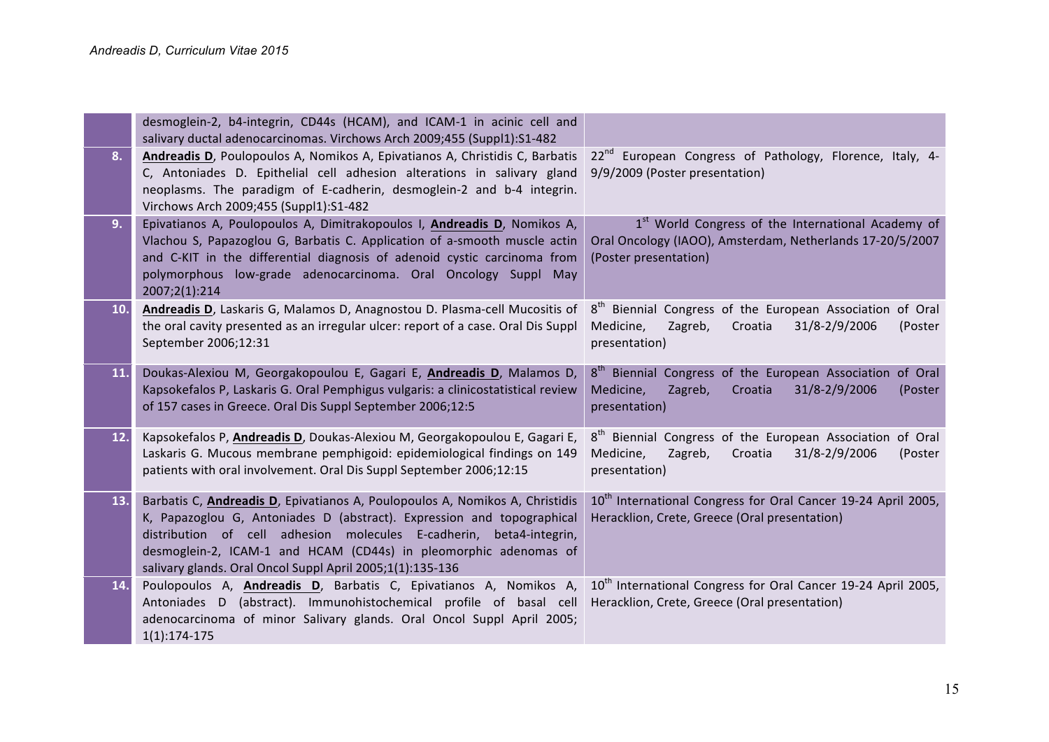| | | |
|---|---|---|
| | desmoglein-2, b4-integrin, CD44s (HCAM), and ICAM-1 in acinic cell and salivary ductal adenocarcinomas. Virchows Arch 2009;455 (Suppl1):S1-482 | |
| **8.** | **Andreadis D**, Poulopoulos A, Nomikos A, Epivatianos A, Christidis C, Barbatis C, Antoniades D. Epithelial cell adhesion alterations in salivary gland neoplasms. The paradigm of E-cadherin, desmoglein-2 and b-4 integrin. Virchows Arch 2009;455 (Suppl1):S1-482 | 22nd European Congress of Pathology, Florence, Italy, 4-9/9/2009 (Poster presentation) |
| **9.** | Epivatianos A, Poulopoulos A, Dimitrakopoulos I, **Andreadis D**, Nomikos A, Vlachou S, Papazoglou G, Barbatis C. Application of a-smooth muscle actin and C-KIT in the differential diagnosis of adenoid cystic carcinoma from polymorphous low-grade adenocarcinoma. Oral Oncology Suppl May 2007;2(1):214 | 1st World Congress of the International Academy of Oral Oncology (IAOO), Amsterdam, Netherlands 17-20/5/2007 (Poster presentation) |
| **10.** | **Andreadis D**, Laskaris G, Malamos D, Anagnostou D. Plasma-cell Mucositis of the oral cavity presented as an irregular ulcer: report of a case. Oral Dis Suppl September 2006;12:31 | 8th Biennial Congress of the European Association of Oral Medicine, Zagreb, Croatia 31/8-2/9/2006 (Poster presentation) |
| **11.** | Doukas-Alexiou M, Georgakopoulou E, Gagari E, **Andreadis D**, Malamos D, Kapsokefalos P, Laskaris G. Oral Pemphigus vulgaris: a clinicostatistical review of 157 cases in Greece. Oral Dis Suppl September 2006;12:5 | 8th Biennial Congress of the European Association of Oral Medicine, Zagreb, Croatia 31/8-2/9/2006 (Poster presentation) |
| **12.** | Kapsokefalos P, **Andreadis D**, Doukas-Alexiou M, Georgakopoulou E, Gagari E, Laskaris G. Mucous membrane pemphigoid: epidemiological findings on 149 patients with oral involvement. Oral Dis Suppl September 2006;12:15 | 8th Biennial Congress of the European Association of Oral Medicine, Zagreb, Croatia 31/8-2/9/2006 (Poster presentation) |
| **13.** | Barbatis C, **Andreadis D**, Epivatianos A, Poulopoulos A, Nomikos A, Christidis K, Papazoglou G, Antoniades D (abstract). Expression and topographical distribution of cell adhesion molecules E-cadherin, beta4-integrin, desmoglein-2, ICAM-1 and HCAM (CD44s) in pleomorphic adenomas of salivary glands. Oral Oncol Suppl April 2005;1(1):135-136 | 10th International Congress for Oral Cancer 19-24 April 2005, Heracklion, Crete, Greece (Oral presentation) |
| **14.** | Poulopoulos A, **Andreadis D**, Barbatis C, Epivatianos A, Nomikos A, Antoniades D (abstract). Immunohistochemical profile of basal cell adenocarcinoma of minor Salivary glands. Oral Oncol Suppl April 2005; 1(1):174-175 | 10th International Congress for Oral Cancer 19-24 April 2005, Heracklion, Crete, Greece (Oral presentation) |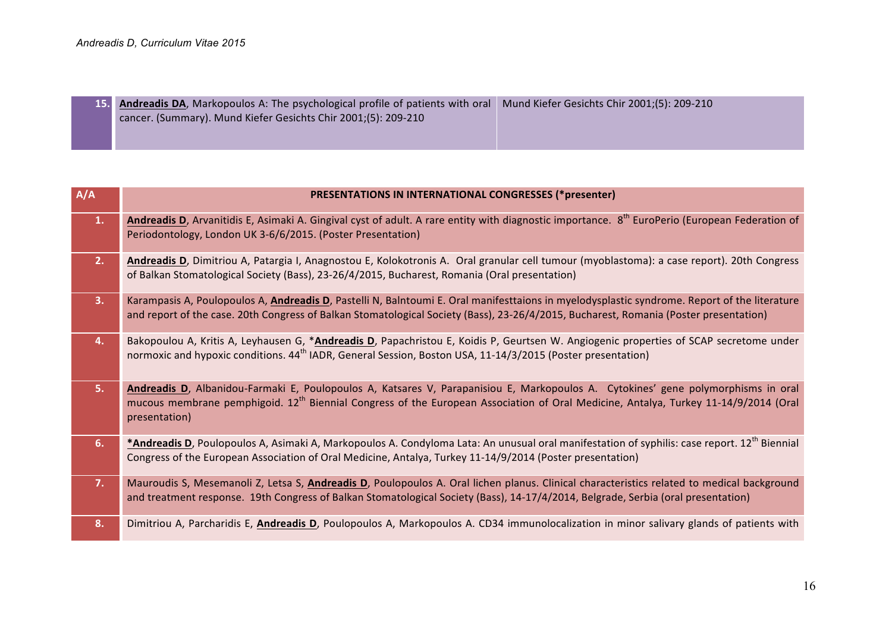| 15. | **Andreadis DA**, Markopoulos A: The psychological profile of patients with oral cancer. (Summary). Mund Kiefer Gesichts Chir 2001;(5): 209-210 | Mund Kiefer Gesichts Chir 2001;(5): 209-210 |
|---|---|---|

| A/A | PRESENTATIONS IN INTERNATIONAL CONGRESSES (*presenter) |
|---|---|
| 1. | **Andreadis D**, Arvanitidis E, Asimaki A. Gingival cyst of adult. A rare entity with diagnostic importance. 8th EuroPerio (European Federation of Periodontology, London UK 3-6/6/2015. (Poster Presentation) |
| 2. | **Andreadis D**, Dimitriou A, Patargia I, Anagnostou E, Kolokotronis A. Oral granular cell tumour (myoblastoma): a case report). 20th Congress of Balkan Stomatological Society (Bass), 23-26/4/2015, Bucharest, Romania (Oral presentation) |
| 3. | Karampasis A, Poulopoulos A, **Andreadis D**, Pastelli N, Balntoumi E. Oral manifesttaions in myelodysplastic syndrome. Report of the literature and report of the case. 20th Congress of Balkan Stomatological Society (Bass), 23-26/4/2015, Bucharest, Romania (Poster presentation) |
| 4. | Bakopoulou A, Kritis A, Leyhausen G, ***Andreadis D**, Papachristou E, Koidis P, Geurtsen W. Angiogenic properties of SCAP secretome under normoxic and hypoxic conditions. 44th IADR, General Session, Boston USA, 11-14/3/2015 (Poster presentation) |
| 5. | **Andreadis D**, Albanidou-Farmaki E, Poulopoulos A, Katsares V, Parapanisiou E, Markopoulos A. Cytokines' gene polymorphisms in oral mucous membrane pemphigoid. 12th Biennial Congress of the European Association of Oral Medicine, Antalya, Turkey 11-14/9/2014 (Oral presentation) |
| 6. | ***Andreadis D**, Poulopoulos A, Asimaki A, Markopoulos A. Condyloma Lata: An unusual oral manifestation of syphilis: case report. 12th Biennial Congress of the European Association of Oral Medicine, Antalya, Turkey 11-14/9/2014 (Poster presentation) |
| 7. | Mauroudis S, Mesemanoli Z, Letsa S, **Andreadis D**, Poulopoulos A. Oral lichen planus. Clinical characteristics related to medical background and treatment response. 19th Congress of Balkan Stomatological Society (Bass), 14-17/4/2014, Belgrade, Serbia (oral presentation) |
| 8. | Dimitriou A, Parcharidis E, **Andreadis D**, Poulopoulos A, Markopoulos A. CD34 immunolocalization in minor salivary glands of patients with |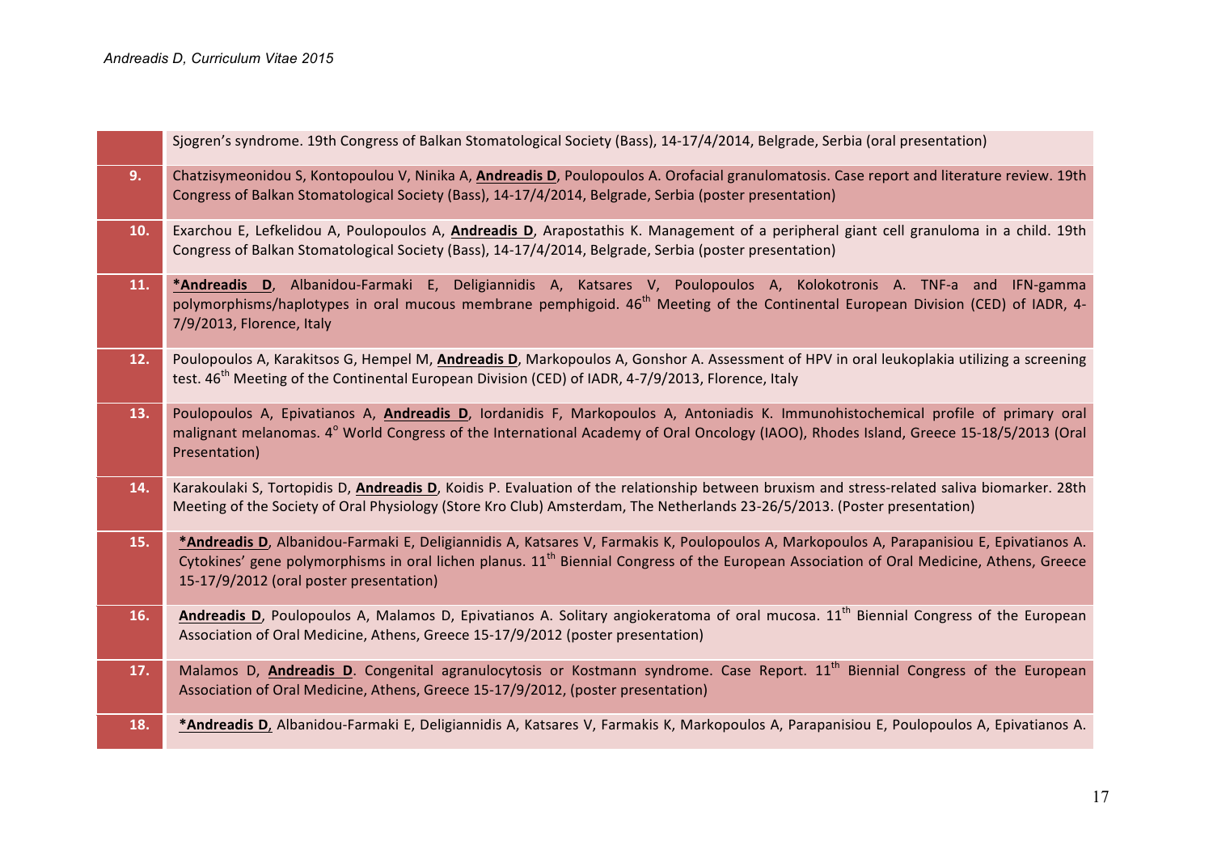| | |
|---|---|
| | Sjogren's syndrome. 19th Congress of Balkan Stomatological Society (Bass), 14-17/4/2014, Belgrade, Serbia (oral presentation) |
| **9.** | Chatzisymeonidou S, Kontopoulou V, Ninika A, **Andreadis D**, Poulopoulos A. Orofacial granulomatosis. Case report and literature review. 19th Congress of Balkan Stomatological Society (Bass), 14-17/4/2014, Belgrade, Serbia (poster presentation) |
| **10.** | Exarchou E, Lefkelidou A, Poulopoulos A, **Andreadis D**, Arapostathis K. Management of a peripheral giant cell granuloma in a child. 19th Congress of Balkan Stomatological Society (Bass), 14-17/4/2014, Belgrade, Serbia (poster presentation) |
| **11.** | ***Andreadis D**, Albanidou-Farmaki E, Deligiannidis A, Katsares V, Poulopoulos A, Kolokotronis A. TNF-a and IFN-gamma polymorphisms/haplotypes in oral mucous membrane pemphigoid. 46th Meeting of the Continental European Division (CED) of IADR, 4-7/9/2013, Florence, Italy |
| **12.** | Poulopoulos A, Karakitsos G, Hempel M, **Andreadis D**, Markopoulos A, Gonshor A. Assessment of HPV in oral leukoplakia utilizing a screening test. 46th Meeting of the Continental European Division (CED) of IADR, 4-7/9/2013, Florence, Italy |
| **13.** | Poulopoulos A, Epivatianos A, **Andreadis D**, Iordanidis F, Markopoulos A, Antoniadis K. Immunohistochemical profile of primary oral malignant melanomas. 4° World Congress of the International Academy of Oral Oncology (IAOO), Rhodes Island, Greece 15-18/5/2013 (Oral Presentation) |
| **14.** | Karakoulaki S, Tortopidis D, **Andreadis D**, Koidis P. Evaluation of the relationship between bruxism and stress-related saliva biomarker. 28th Meeting of the Society of Oral Physiology (Store Kro Club) Amsterdam, The Netherlands 23-26/5/2013. (Poster presentation) |
| **15.** | ***Andreadis D**, Albanidou-Farmaki E, Deligiannidis A, Katsares V, Farmakis K, Poulopoulos A, Markopoulos A, Parapanisiou E, Epivatianos A. Cytokines' gene polymorphisms in oral lichen planus. 11th Biennial Congress of the European Association of Oral Medicine, Athens, Greece 15-17/9/2012 (oral poster presentation) |
| **16.** | **Andreadis D**, Poulopoulos A, Malamos D, Epivatianos A. Solitary angiokeratoma of oral mucosa. 11th Biennial Congress of the European Association of Oral Medicine, Athens, Greece 15-17/9/2012 (poster presentation) |
| **17.** | Malamos D, **Andreadis D**. Congenital agranulocytosis or Kostmann syndrome. Case Report. 11th Biennial Congress of the European Association of Oral Medicine, Athens, Greece 15-17/9/2012, (poster presentation) |
| **18.** | ***Andreadis D**, Albanidou-Farmaki E, Deligiannidis A, Katsares V, Farmakis K, Markopoulos A, Parapanisiou E, Poulopoulos A, Epivatianos A. |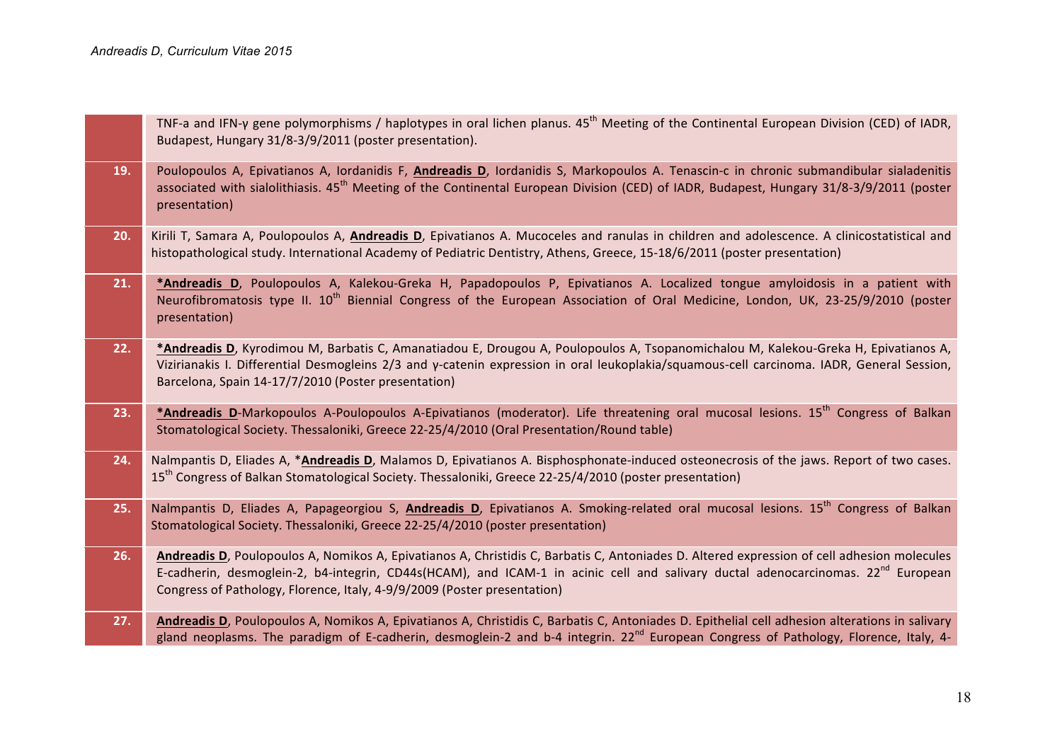| | |
|---|---|
| | TNF-a and IFN-γ gene polymorphisms / haplotypes in oral lichen planus. 45th Meeting of the Continental European Division (CED) of IADR, Budapest, Hungary 31/8-3/9/2011 (poster presentation). |
| **19.** | Poulopoulos A, Epivatianos A, Iordanidis F, **Andreadis D**, Iordanidis S, Markopoulos A. Tenascin-c in chronic submandibular sialadenitis associated with sialolithiasis. 45th Meeting of the Continental European Division (CED) of IADR, Budapest, Hungary 31/8-3/9/2011 (poster presentation) |
| **20.** | Kirili T, Samara A, Poulopoulos A, **Andreadis D**, Epivatianos A. Mucoceles and ranulas in children and adolescence. A clinicostatistical and histopathological study. International Academy of Pediatric Dentistry, Athens, Greece, 15-18/6/2011 (poster presentation) |
| **21.** | ***Andreadis D**, Poulopoulos A, Kalekou-Greka H, Papadopoulos P, Epivatianos A. Localized tongue amyloidosis in a patient with Neurofibromatosis type II. 10th Biennial Congress of the European Association of Oral Medicine, London, UK, 23-25/9/2010 (poster presentation) |
| **22.** | ***Andreadis D**, Kyrodimou M, Barbatis C, Amanatiadou E, Drougou A, Poulopoulos A, Tsopanomichalou M, Kalekou-Greka H, Epivatianos A, Vizirianakis I. Differential Desmogleins 2/3 and γ-catenin expression in oral leukoplakia/squamous-cell carcinoma. IADR, General Session, Barcelona, Spain 14-17/7/2010 (Poster presentation) |
| **23.** | ***Andreadis D**-Markopoulos A-Poulopoulos A-Epivatianos (moderator). Life threatening oral mucosal lesions. 15th Congress of Balkan Stomatological Society. Thessaloniki, Greece 22-25/4/2010 (Oral Presentation/Round table) |
| **24.** | Nalmpantis D, Eliades A, ***Andreadis D**, Malamos D, Epivatianos A. Bisphosphonate-induced osteonecrosis of the jaws. Report of two cases. 15th Congress of Balkan Stomatological Society. Thessaloniki, Greece 22-25/4/2010 (poster presentation) |
| **25.** | Nalmpantis D, Eliades A, Papageorgiou S, **Andreadis D**, Epivatianos A. Smoking-related oral mucosal lesions. 15th Congress of Balkan Stomatological Society. Thessaloniki, Greece 22-25/4/2010 (poster presentation) |
| **26.** | **Andreadis D**, Poulopoulos A, Nomikos A, Epivatianos A, Christidis C, Barbatis C, Antoniades D. Altered expression of cell adhesion molecules E-cadherin, desmoglein-2, b4-integrin, CD44s(HCAM), and ICAM-1 in acinic cell and salivary ductal adenocarcinomas. 22nd European Congress of Pathology, Florence, Italy, 4-9/9/2009 (Poster presentation) |
| **27.** | **Andreadis D**, Poulopoulos A, Nomikos A, Epivatianos A, Christidis C, Barbatis C, Antoniades D. Epithelial cell adhesion alterations in salivary gland neoplasms. The paradigm of E-cadherin, desmoglein-2 and b-4 integrin. 22nd European Congress of Pathology, Florence, Italy, 4- |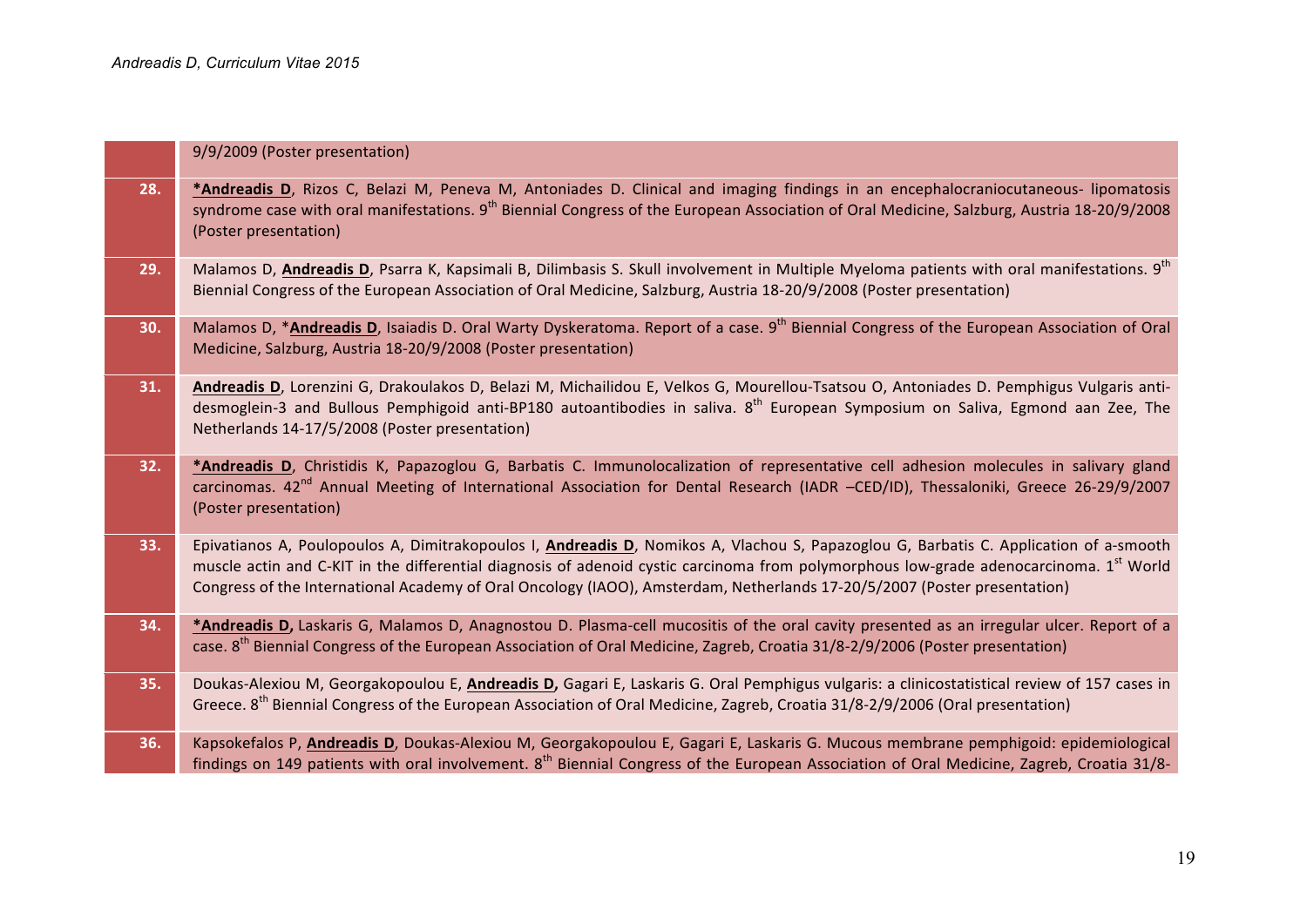| | |
|---|---|
| | 9/9/2009 (Poster presentation) |
| **28.** | ***Andreadis D**, Rizos C, Belazi M, Peneva M, Antoniades D. Clinical and imaging findings in an encephalocraniocutaneous- lipomatosis syndrome case with oral manifestations. 9th Biennial Congress of the European Association of Oral Medicine, Salzburg, Austria 18-20/9/2008 (Poster presentation) |
| **29.** | Malamos D, **Andreadis D**, Psarra K, Kapsimali B, Dilimbasis S. Skull involvement in Multiple Myeloma patients with oral manifestations. 9th Biennial Congress of the European Association of Oral Medicine, Salzburg, Austria 18-20/9/2008 (Poster presentation) |
| **30.** | Malamos D, ***Andreadis D**, Isaiadis D. Oral Warty Dyskeratoma. Report of a case. 9th Biennial Congress of the European Association of Oral Medicine, Salzburg, Austria 18-20/9/2008 (Poster presentation) |
| **31.** | **Andreadis D**, Lorenzini G, Drakoulakos D, Belazi M, Michailidou E, Velkos G, Mourellou-Tsatsou O, Antoniades D. Pemphigus Vulgaris anti-desmoglein-3 and Bullous Pemphigoid anti-BP180 autoantibodies in saliva. 8th European Symposium on Saliva, Egmond aan Zee, The Netherlands 14-17/5/2008 (Poster presentation) |
| **32.** | ***Andreadis D**, Christidis K, Papazoglou G, Barbatis C. Immunolocalization of representative cell adhesion molecules in salivary gland carcinomas. 42nd Annual Meeting of International Association for Dental Research (IADR –CED/ID), Thessaloniki, Greece 26-29/9/2007 (Poster presentation) |
| **33.** | Epivatianos A, Poulopoulos A, Dimitrakopoulos I, **Andreadis D**, Nomikos A, Vlachou S, Papazoglou G, Barbatis C. Application of a-smooth muscle actin and C-KIT in the differential diagnosis of adenoid cystic carcinoma from polymorphous low-grade adenocarcinoma. 1st World Congress of the International Academy of Oral Oncology (IAOO), Amsterdam, Netherlands 17-20/5/2007 (Poster presentation) |
| **34.** | ***Andreadis D,** Laskaris G, Malamos D, Anagnostou D. Plasma-cell mucositis of the oral cavity presented as an irregular ulcer. Report of a case. 8th Biennial Congress of the European Association of Oral Medicine, Zagreb, Croatia 31/8-2/9/2006 (Poster presentation) |
| **35.** | Doukas-Alexiou M, Georgakopoulou E, **Andreadis D,** Gagari E, Laskaris G. Oral Pemphigus vulgaris: a clinicostatistical review of 157 cases in Greece. 8th Biennial Congress of the European Association of Oral Medicine, Zagreb, Croatia 31/8-2/9/2006 (Oral presentation) |
| **36.** | Kapsokefalos P, **Andreadis D**, Doukas-Alexiou M, Georgakopoulou E, Gagari E, Laskaris G. Mucous membrane pemphigoid: epidemiological findings on 149 patients with oral involvement. 8th Biennial Congress of the European Association of Oral Medicine, Zagreb, Croatia 31/8- |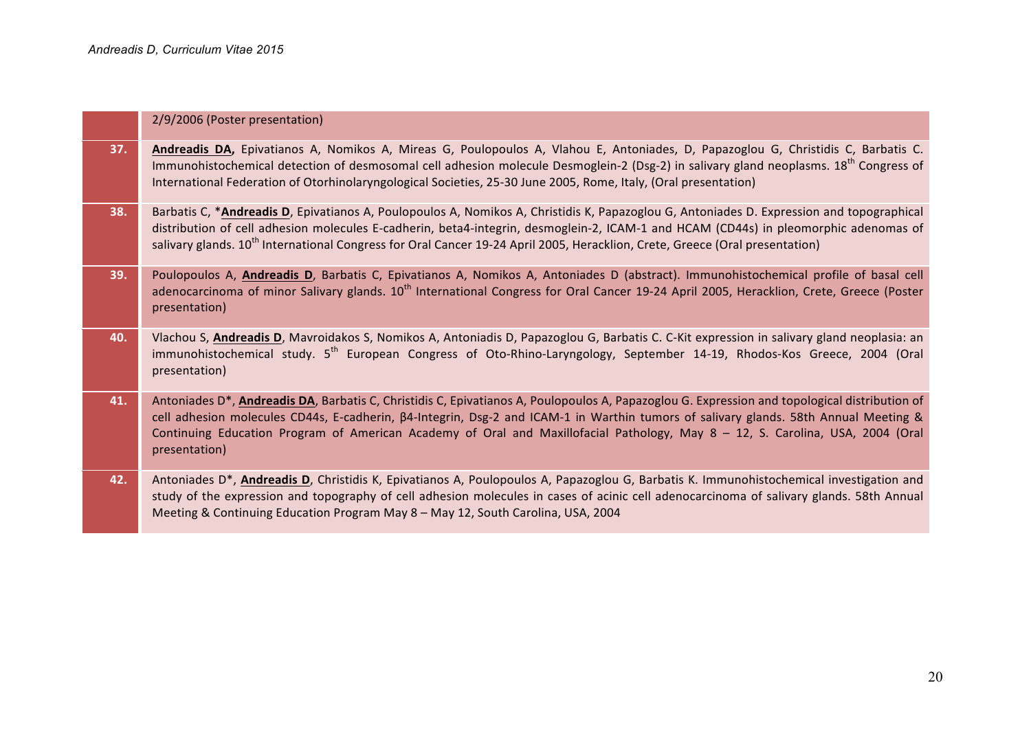| | |
|---|---|
| | 2/9/2006 (Poster presentation) |
| **37.** | **Andreadis DA,** Epivatianos A, Nomikos A, Mireas G, Poulopoulos A, Vlahou E, Antoniades, D, Papazoglou G, Christidis C, Barbatis C. Immunohistochemical detection of desmosomal cell adhesion molecule Desmoglein-2 (Dsg-2) in salivary gland neoplasms. 18th Congress of International Federation of Otorhinolaryngological Societies, 25-30 June 2005, Rome, Italy, (Oral presentation) |
| **38.** | Barbatis C, ***Andreadis D**, Epivatianos A, Poulopoulos A, Nomikos A, Christidis K, Papazoglou G, Antoniades D. Expression and topographical distribution of cell adhesion molecules E-cadherin, beta4-integrin, desmoglein-2, ICAM-1 and HCAM (CD44s) in pleomorphic adenomas of salivary glands. 10th International Congress for Oral Cancer 19-24 April 2005, Heracklion, Crete, Greece (Oral presentation) |
| **39.** | Poulopoulos A, **Andreadis D**, Barbatis C, Epivatianos A, Nomikos A, Antoniades D (abstract). Immunohistochemical profile of basal cell adenocarcinoma of minor Salivary glands. 10th International Congress for Oral Cancer 19-24 April 2005, Heracklion, Crete, Greece (Poster presentation) |
| **40.** | Vlachou S, **Andreadis D**, Mavroidakos S, Nomikos A, Antoniadis D, Papazoglou G, Barbatis C. C-Kit expression in salivary gland neoplasia: an immunohistochemical study. 5th European Congress of Oto-Rhino-Laryngology, September 14-19, Rhodos-Kos Greece, 2004 (Oral presentation) |
| **41.** | Antoniades D*, **Andreadis DA**, Barbatis C, Christidis C, Epivatianos A, Poulopoulos A, Papazoglou G. Expression and topological distribution of cell adhesion molecules CD44s, E-cadherin, β4-Integrin, Dsg-2 and ICAM-1 in Warthin tumors of salivary glands. 58th Annual Meeting & Continuing Education Program of American Academy of Oral and Maxillofacial Pathology, May 8 – 12, S. Carolina, USA, 2004 (Oral presentation) |
| **42.** | Antoniades D*, **Andreadis D**, Christidis K, Epivatianos A, Poulopoulos A, Papazoglou G, Barbatis K. Immunohistochemical investigation and study of the expression and topography of cell adhesion molecules in cases of acinic cell adenocarcinoma of salivary glands. 58th Annual Meeting & Continuing Education Program May 8 – May 12, South Carolina, USA, 2004 |